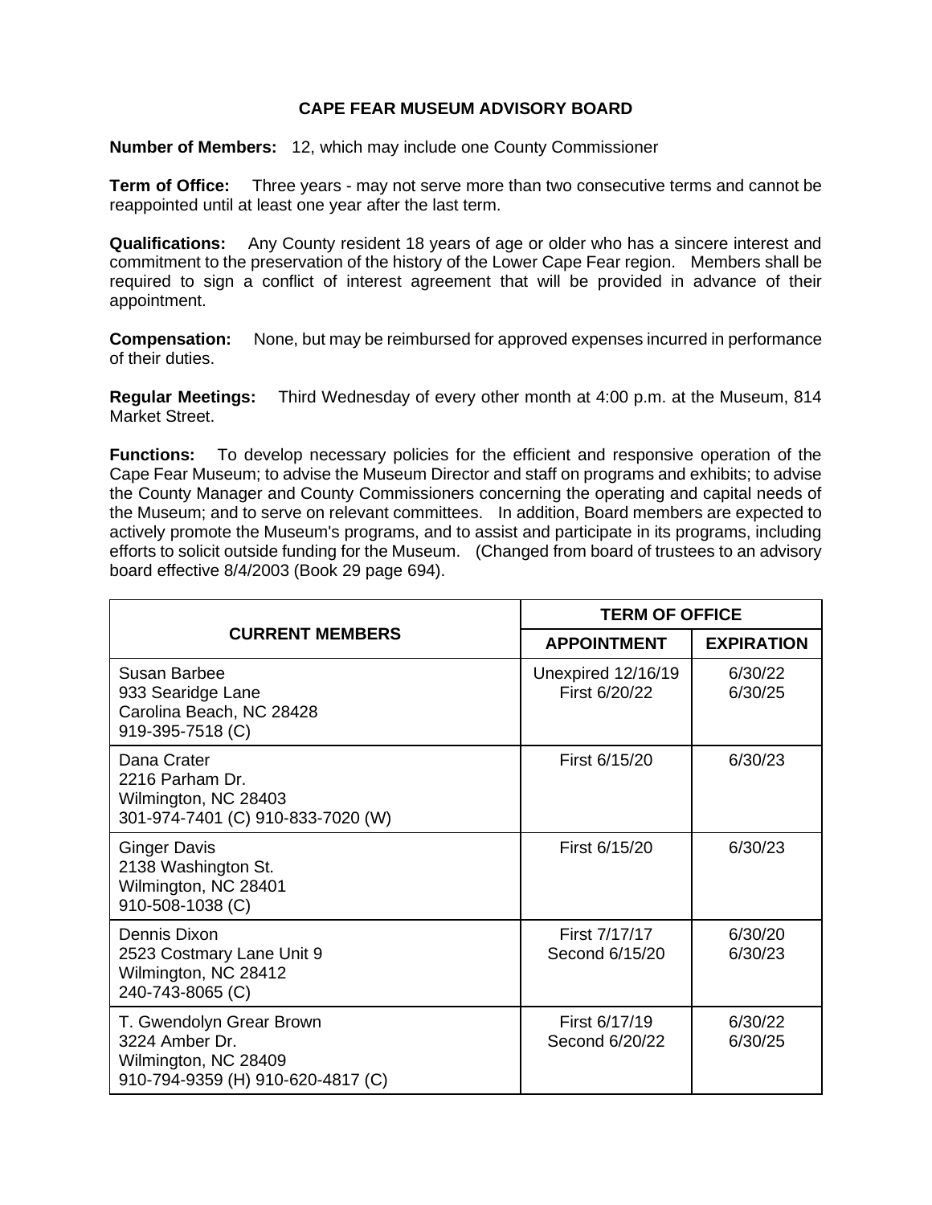# CAPE FEAR MUSEUM ADVISORY BOARD

**Number of Members:** 12, which may include one County Commissioner

**Term of Office:** Three years - may not serve more than two consecutive terms and cannot be reappointed until at least one year after the last term.

**Qualifications:** Any County resident 18 years of age or older who has a sincere interest and commitment to the preservation of the history of the Lower Cape Fear region. Members shall be required to sign a conflict of interest agreement that will be provided in advance of their appointment.

**Compensation:** None, but may be reimbursed for approved expenses incurred in performance of their duties.

**Regular Meetings:** Third Wednesday of every other month at 4:00 p.m. at the Museum, 814 Market Street.

**Functions:** To develop necessary policies for the efficient and responsive operation of the Cape Fear Museum; to advise the Museum Director and staff on programs and exhibits; to advise the County Manager and County Commissioners concerning the operating and capital needs of the Museum; and to serve on relevant committees. In addition, Board members are expected to actively promote the Museum's programs, and to assist and participate in its programs, including efforts to solicit outside funding for the Museum. (Changed from board of trustees to an advisory board effective 8/4/2003 (Book 29 page 694).

| CURRENT MEMBERS | TERM OF OFFICE | |
|---|---|---|
| | **APPOINTMENT** | **EXPIRATION** |
| Susan Barbee<br>933 Searidge Lane<br>Carolina Beach, NC 28428<br>919-395-7518 (C) | Unexpired 12/16/19<br>First 6/20/22 | 6/30/22<br>6/30/25 |
| Dana Crater<br>2216 Parham Dr.<br>Wilmington, NC 28403<br>301-974-7401 (C) 910-833-7020 (W) | First 6/15/20 | 6/30/23 |
| Ginger Davis<br>2138 Washington St.<br>Wilmington, NC 28401<br>910-508-1038 (C) | First 6/15/20 | 6/30/23 |
| Dennis Dixon<br>2523 Costmary Lane Unit 9<br>Wilmington, NC 28412<br>240-743-8065 (C) | First 7/17/17<br>Second 6/15/20 | 6/30/20<br>6/30/23 |
| T. Gwendolyn Grear Brown<br>3224 Amber Dr.<br>Wilmington, NC 28409<br>910-794-9359 (H) 910-620-4817 (C) | First 6/17/19<br>Second 6/20/22 | 6/30/22<br>6/30/25 |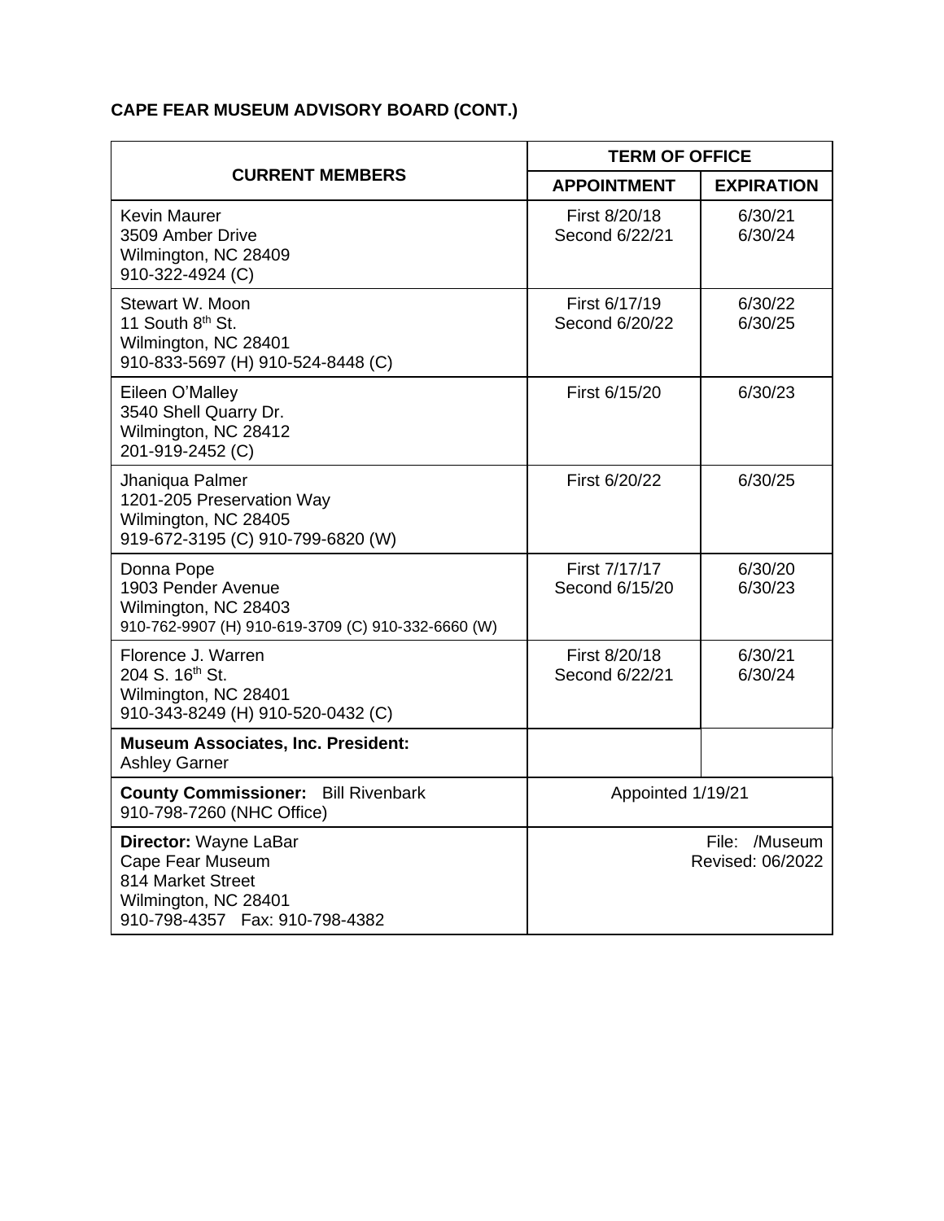**CAPE FEAR MUSEUM ADVISORY BOARD (CONT.)**

| CURRENT MEMBERS | TERM OF OFFICE | |
|---|---|---|
| | **APPOINTMENT** | **EXPIRATION** |
| Kevin Maurer<br>3509 Amber Drive<br>Wilmington, NC 28409<br>910-322-4924 (C) | First 8/20/18<br>Second 6/22/21 | 6/30/21<br>6/30/24 |
| Stewart W. Moon<br>11 South 8th St.<br>Wilmington, NC 28401<br>910-833-5697 (H) 910-524-8448 (C) | First 6/17/19<br>Second 6/20/22 | 6/30/22<br>6/30/25 |
| Eileen O'Malley<br>3540 Shell Quarry Dr.<br>Wilmington, NC 28412<br>201-919-2452 (C) | First 6/15/20 | 6/30/23 |
| Jhaniqua Palmer<br>1201-205 Preservation Way<br>Wilmington, NC 28405<br>919-672-3195 (C) 910-799-6820 (W) | First 6/20/22 | 6/30/25 |
| Donna Pope<br>1903 Pender Avenue<br>Wilmington, NC 28403<br>910-762-9907 (H) 910-619-3709 (C) 910-332-6660 (W) | First 7/17/17<br>Second 6/15/20 | 6/30/20<br>6/30/23 |
| Florence J. Warren<br>204 S. 16th St.<br>Wilmington, NC 28401<br>910-343-8249 (H) 910-520-0432 (C) | First 8/20/18<br>Second 6/22/21 | 6/30/21<br>6/30/24 |
| **Museum Associates, Inc. President:**<br>Ashley Garner | | |
| **County Commissioner:** Bill Rivenbark<br>910-798-7260 (NHC Office) | Appointed 1/19/21 | |
| **Director:** Wayne LaBar<br>Cape Fear Museum<br>814 Market Street<br>Wilmington, NC 28401<br>910-798-4357 Fax: 910-798-4382 | File: /Museum<br>Revised: 06/2022 | |